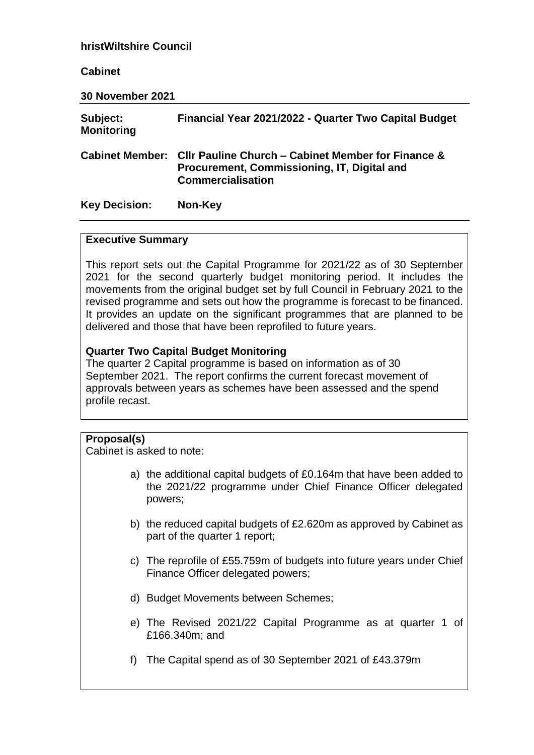**hristWiltshire Council**

**Cabinet**

**30 November 2021**

| | |
|---|---|
| **Subject:** | **Financial Year 2021/2022 - Quarter Two Capital Budget Monitoring** |
| **Cabinet Member:** | **Cllr Pauline Church – Cabinet Member for Finance & Procurement, Commissioning, IT, Digital and Commercialisation** |
| **Key Decision:** | **Non-Key** |

## Executive Summary

This report sets out the Capital Programme for 2021/22 as of 30 September 2021 for the second quarterly budget monitoring period. It includes the movements from the original budget set by full Council in February 2021 to the revised programme and sets out how the programme is forecast to be financed. It provides an update on the significant programmes that are planned to be delivered and those that have been reprofiled to future years.

### Quarter Two Capital Budget Monitoring

The quarter 2 Capital programme is based on information as of 30 September 2021. The report confirms the current forecast movement of approvals between years as schemes have been assessed and the spend profile recast.

## Proposal(s)

Cabinet is asked to note:

a) the additional capital budgets of £0.164m that have been added to the 2021/22 programme under Chief Finance Officer delegated powers;

b) the reduced capital budgets of £2.620m as approved by Cabinet as part of the quarter 1 report;

c) The reprofile of £55.759m of budgets into future years under Chief Finance Officer delegated powers;

d) Budget Movements between Schemes;

e) The Revised 2021/22 Capital Programme as at quarter 1 of £166.340m; and

f) The Capital spend as of 30 September 2021 of £43.379m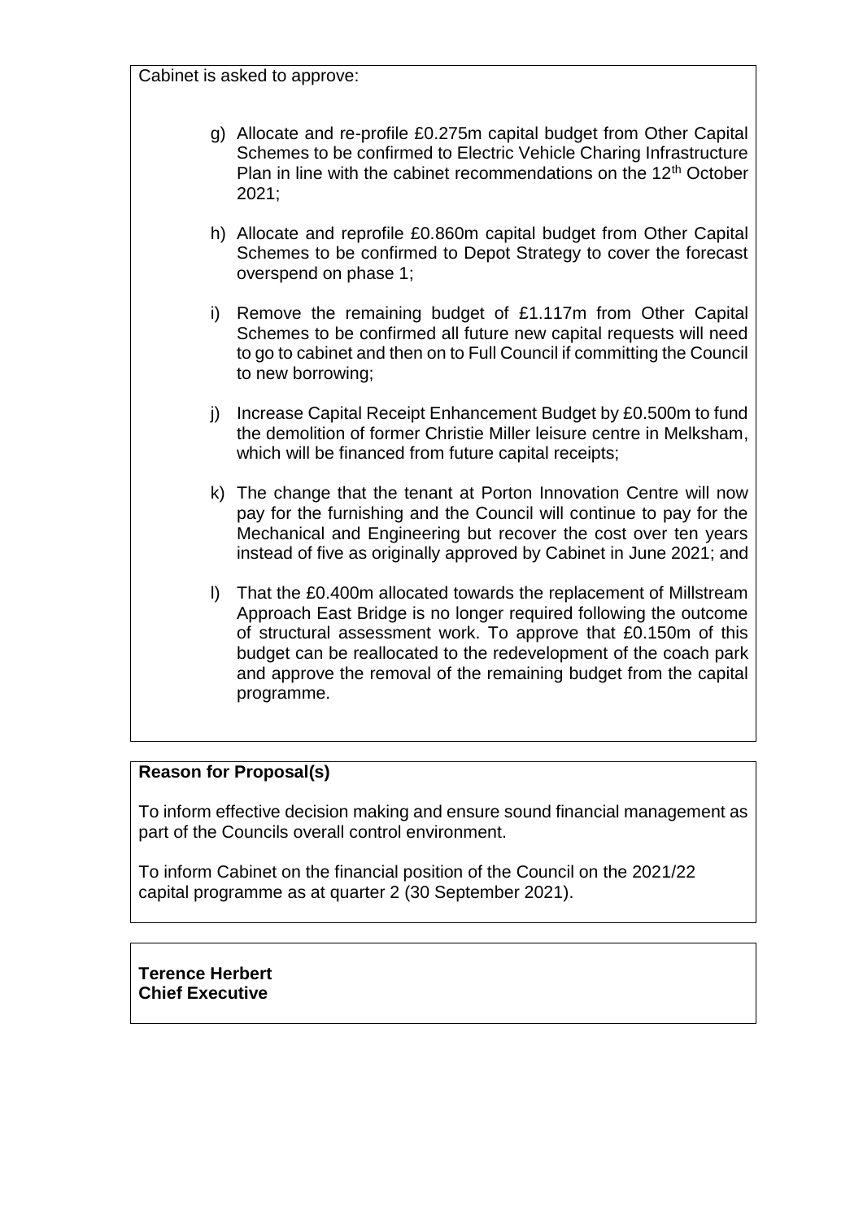Cabinet is asked to approve:

g) Allocate and re-profile £0.275m capital budget from Other Capital Schemes to be confirmed to Electric Vehicle Charing Infrastructure Plan in line with the cabinet recommendations on the 12th October 2021;

h) Allocate and reprofile £0.860m capital budget from Other Capital Schemes to be confirmed to Depot Strategy to cover the forecast overspend on phase 1;

i) Remove the remaining budget of £1.117m from Other Capital Schemes to be confirmed all future new capital requests will need to go to cabinet and then on to Full Council if committing the Council to new borrowing;

j) Increase Capital Receipt Enhancement Budget by £0.500m to fund the demolition of former Christie Miller leisure centre in Melksham, which will be financed from future capital receipts;

k) The change that the tenant at Porton Innovation Centre will now pay for the furnishing and the Council will continue to pay for the Mechanical and Engineering but recover the cost over ten years instead of five as originally approved by Cabinet in June 2021; and

l) That the £0.400m allocated towards the replacement of Millstream Approach East Bridge is no longer required following the outcome of structural assessment work. To approve that £0.150m of this budget can be reallocated to the redevelopment of the coach park and approve the removal of the remaining budget from the capital programme.

**Reason for Proposal(s)**

To inform effective decision making and ensure sound financial management as part of the Councils overall control environment.

To inform Cabinet on the financial position of the Council on the 2021/22 capital programme as at quarter 2 (30 September 2021).

**Terence Herbert**
**Chief Executive**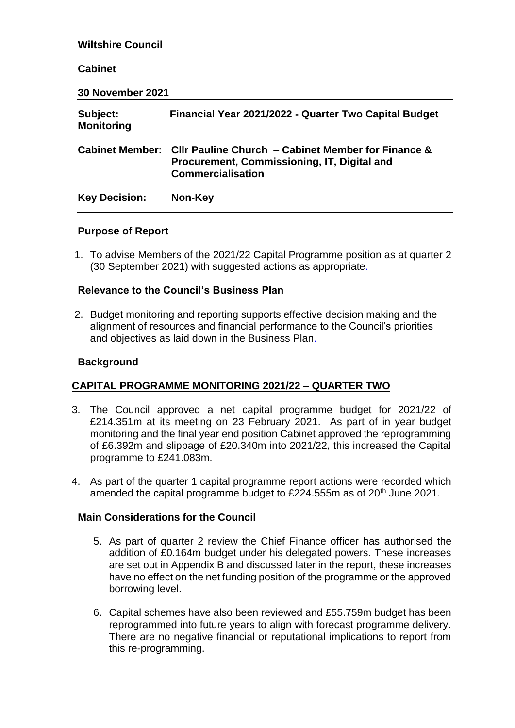**Wiltshire Council**

**Cabinet**

**30 November 2021**

| | |
|---|---|
| **Subject:** | **Financial Year 2021/2022 - Quarter Two Capital Budget Monitoring** |
| **Cabinet Member:** | **Cllr Pauline Church – Cabinet Member for Finance & Procurement, Commissioning, IT, Digital and Commercialisation** |
| **Key Decision:** | **Non-Key** |

## Purpose of Report

1. To advise Members of the 2021/22 Capital Programme position as at quarter 2 (30 September 2021) with suggested actions as appropriate.

## Relevance to the Council's Business Plan

2. Budget monitoring and reporting supports effective decision making and the alignment of resources and financial performance to the Council's priorities and objectives as laid down in the Business Plan.

## Background

## CAPITAL PROGRAMME MONITORING 2021/22 – QUARTER TWO

3. The Council approved a net capital programme budget for 2021/22 of £214.351m at its meeting on 23 February 2021. As part of in year budget monitoring and the final year end position Cabinet approved the reprogramming of £6.392m and slippage of £20.340m into 2021/22, this increased the Capital programme to £241.083m.

4. As part of the quarter 1 capital programme report actions were recorded which amended the capital programme budget to £224.555m as of 20th June 2021.

## Main Considerations for the Council

5. As part of quarter 2 review the Chief Finance officer has authorised the addition of £0.164m budget under his delegated powers. These increases are set out in Appendix B and discussed later in the report, these increases have no effect on the net funding position of the programme or the approved borrowing level.

6. Capital schemes have also been reviewed and £55.759m budget has been reprogrammed into future years to align with forecast programme delivery. There are no negative financial or reputational implications to report from this re-programming.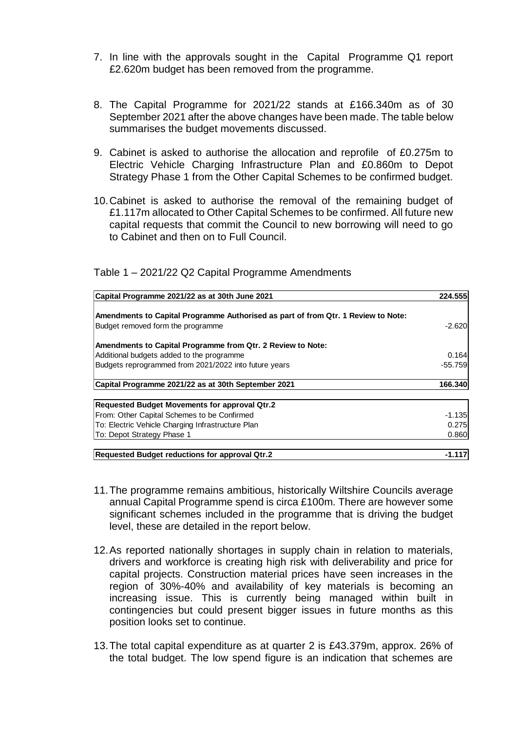7. In line with the approvals sought in the Capital Programme Q1 report £2.620m budget has been removed from the programme.

8. The Capital Programme for 2021/22 stands at £166.340m as of 30 September 2021 after the above changes have been made. The table below summarises the budget movements discussed.

9. Cabinet is asked to authorise the allocation and reprofile of £0.275m to Electric Vehicle Charging Infrastructure Plan and £0.860m to Depot Strategy Phase 1 from the Other Capital Schemes to be confirmed budget.

10. Cabinet is asked to authorise the removal of the remaining budget of £1.117m allocated to Other Capital Schemes to be confirmed. All future new capital requests that commit the Council to new borrowing will need to go to Cabinet and then on to Full Council.

Table 1 – 2021/22 Q2 Capital Programme Amendments

| **Capital Programme 2021/22 as at 30th June 2021** | **224.555** |
|---|---|
| **Amendments to Capital Programme Authorised as part of from Qtr. 1 Review to Note:** | |
| Budget removed form the programme | -2.620 |
| **Amendments to Capital Programme from Qtr. 2 Review to Note:** | |
| Additional budgets added to the programme | 0.164 |
| Budgets reprogrammed from 2021/2022 into future years | -55.759 |
| **Capital Programme 2021/22 as at 30th September 2021** | **166.340** |
| **Requested Budget Movements for approval Qtr.2** | |
| From: Other Capital Schemes to be Confirmed | -1.135 |
| To: Electric Vehicle Charging Infrastructure Plan | 0.275 |
| To: Depot Strategy Phase 1 | 0.860 |
| **Requested Budget reductions for approval Qtr.2** | **-1.117** |

11. The programme remains ambitious, historically Wiltshire Councils average annual Capital Programme spend is circa £100m. There are however some significant schemes included in the programme that is driving the budget level, these are detailed in the report below.

12. As reported nationally shortages in supply chain in relation to materials, drivers and workforce is creating high risk with deliverability and price for capital projects. Construction material prices have seen increases in the region of 30%-40% and availability of key materials is becoming an increasing issue. This is currently being managed within built in contingencies but could present bigger issues in future months as this position looks set to continue.

13. The total capital expenditure as at quarter 2 is £43.379m, approx. 26% of the total budget. The low spend figure is an indication that schemes are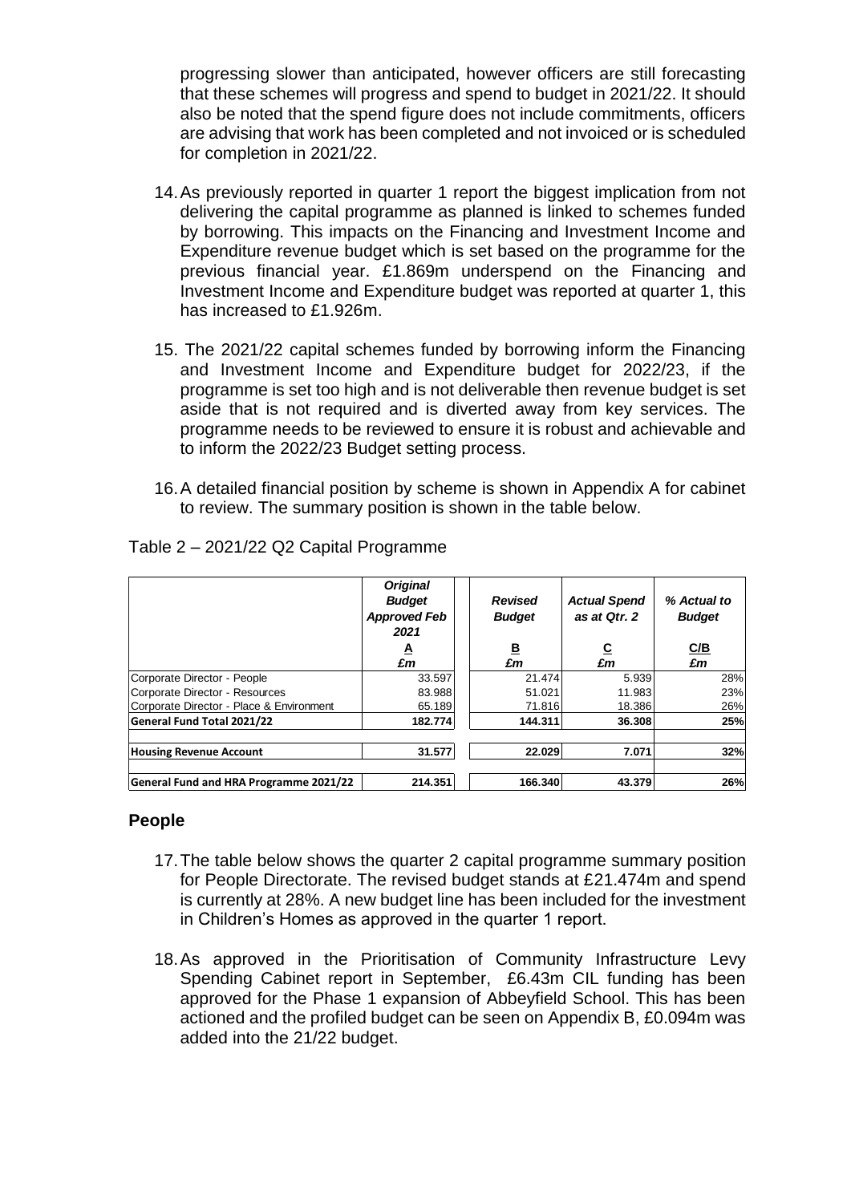progressing slower than anticipated, however officers are still forecasting that these schemes will progress and spend to budget in 2021/22. It should also be noted that the spend figure does not include commitments, officers are advising that work has been completed and not invoiced or is scheduled for completion in 2021/22.

14. As previously reported in quarter 1 report the biggest implication from not delivering the capital programme as planned is linked to schemes funded by borrowing. This impacts on the Financing and Investment Income and Expenditure revenue budget which is set based on the programme for the previous financial year. £1.869m underspend on the Financing and Investment Income and Expenditure budget was reported at quarter 1, this has increased to £1.926m.

15. The 2021/22 capital schemes funded by borrowing inform the Financing and Investment Income and Expenditure budget for 2022/23, if the programme is set too high and is not deliverable then revenue budget is set aside that is not required and is diverted away from key services. The programme needs to be reviewed to ensure it is robust and achievable and to inform the 2022/23 Budget setting process.

16. A detailed financial position by scheme is shown in Appendix A for cabinet to review. The summary position is shown in the table below.

Table 2 – 2021/22 Q2 Capital Programme

| | *Original Budget Approved Feb 2021* | *Revised Budget* | *Actual Spend as at Qtr. 2* | *% Actual to Budget* |
|---|---|---|---|---|
| | **A** *£m* | **B** *£m* | **C** *£m* | **C/B** *£m* |
| Corporate Director - People | 33.597 | 21.474 | 5.939 | 28% |
| Corporate Director - Resources | 83.988 | 51.021 | 11.983 | 23% |
| Corporate Director - Place & Environment | 65.189 | 71.816 | 18.386 | 26% |
| **General Fund Total 2021/22** | **182.774** | **144.311** | **36.308** | **25%** |
| **Housing Revenue Account** | **31.577** | **22.029** | **7.071** | **32%** |
| **General Fund and HRA Programme 2021/22** | **214.351** | **166.340** | **43.379** | **26%** |

## People

17. The table below shows the quarter 2 capital programme summary position for People Directorate. The revised budget stands at £21.474m and spend is currently at 28%. A new budget line has been included for the investment in Children's Homes as approved in the quarter 1 report.

18. As approved in the Prioritisation of Community Infrastructure Levy Spending Cabinet report in September, £6.43m CIL funding has been approved for the Phase 1 expansion of Abbeyfield School. This has been actioned and the profiled budget can be seen on Appendix B, £0.094m was added into the 21/22 budget.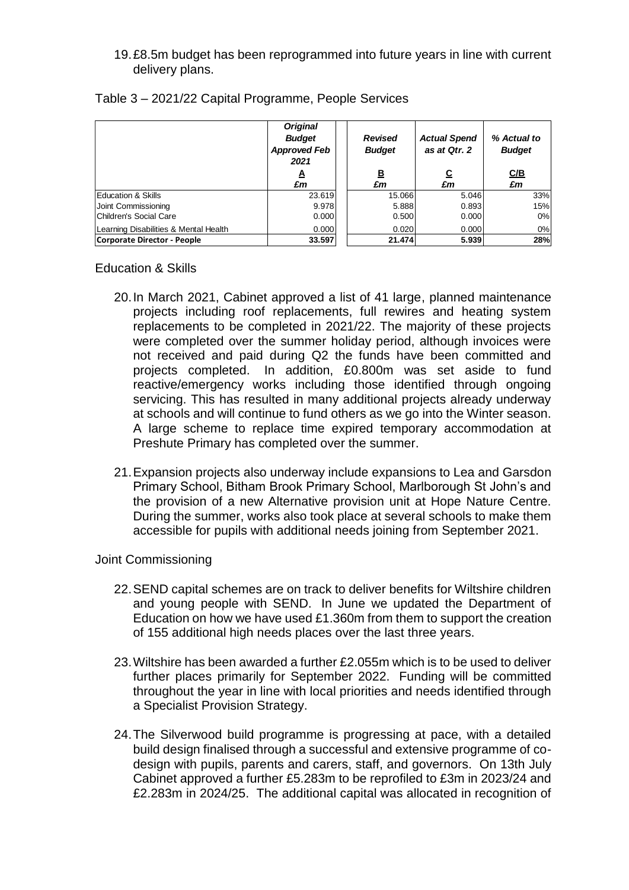19. £8.5m budget has been reprogrammed into future years in line with current delivery plans.

Table 3 – 2021/22 Capital Programme, People Services

| | *Original Budget Approved Feb 2021* | *Revised Budget* | *Actual Spend as at Qtr. 2* | *% Actual to Budget* |
|---|---|---|---|---|
| | **A** | **B** | **C** | **C/B** |
| | *£m* | *£m* | *£m* | *£m* |
| Education & Skills | 23.619 | 15.066 | 5.046 | 33% |
| Joint Commissioning | 9.978 | 5.888 | 0.893 | 15% |
| Children's Social Care | 0.000 | 0.500 | 0.000 | 0% |
| Learning Disabilities & Mental Health | 0.000 | 0.020 | 0.000 | 0% |
| **Corporate Director - People** | **33.597** | **21.474** | **5.939** | **28%** |

Education & Skills

20. In March 2021, Cabinet approved a list of 41 large, planned maintenance projects including roof replacements, full rewires and heating system replacements to be completed in 2021/22. The majority of these projects were completed over the summer holiday period, although invoices were not received and paid during Q2 the funds have been committed and projects completed. In addition, £0.800m was set aside to fund reactive/emergency works including those identified through ongoing servicing. This has resulted in many additional projects already underway at schools and will continue to fund others as we go into the Winter season. A large scheme to replace time expired temporary accommodation at Preshute Primary has completed over the summer.

21. Expansion projects also underway include expansions to Lea and Garsdon Primary School, Bitham Brook Primary School, Marlborough St John's and the provision of a new Alternative provision unit at Hope Nature Centre. During the summer, works also took place at several schools to make them accessible for pupils with additional needs joining from September 2021.

Joint Commissioning

22. SEND capital schemes are on track to deliver benefits for Wiltshire children and young people with SEND. In June we updated the Department of Education on how we have used £1.360m from them to support the creation of 155 additional high needs places over the last three years.

23. Wiltshire has been awarded a further £2.055m which is to be used to deliver further places primarily for September 2022. Funding will be committed throughout the year in line with local priorities and needs identified through a Specialist Provision Strategy.

24. The Silverwood build programme is progressing at pace, with a detailed build design finalised through a successful and extensive programme of co-design with pupils, parents and carers, staff, and governors. On 13th July Cabinet approved a further £5.283m to be reprofiled to £3m in 2023/24 and £2.283m in 2024/25. The additional capital was allocated in recognition of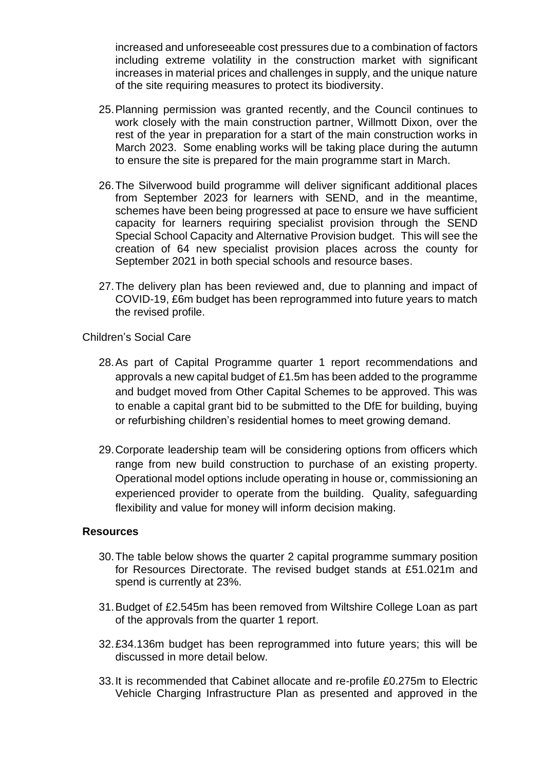increased and unforeseeable cost pressures due to a combination of factors including extreme volatility in the construction market with significant increases in material prices and challenges in supply, and the unique nature of the site requiring measures to protect its biodiversity.

25. Planning permission was granted recently, and the Council continues to work closely with the main construction partner, Willmott Dixon, over the rest of the year in preparation for a start of the main construction works in March 2023. Some enabling works will be taking place during the autumn to ensure the site is prepared for the main programme start in March.

26. The Silverwood build programme will deliver significant additional places from September 2023 for learners with SEND, and in the meantime, schemes have been being progressed at pace to ensure we have sufficient capacity for learners requiring specialist provision through the SEND Special School Capacity and Alternative Provision budget. This will see the creation of 64 new specialist provision places across the county for September 2021 in both special schools and resource bases.

27. The delivery plan has been reviewed and, due to planning and impact of COVID-19, £6m budget has been reprogrammed into future years to match the revised profile.

Children's Social Care

28. As part of Capital Programme quarter 1 report recommendations and approvals a new capital budget of £1.5m has been added to the programme and budget moved from Other Capital Schemes to be approved. This was to enable a capital grant bid to be submitted to the DfE for building, buying or refurbishing children's residential homes to meet growing demand.

29. Corporate leadership team will be considering options from officers which range from new build construction to purchase of an existing property. Operational model options include operating in house or, commissioning an experienced provider to operate from the building. Quality, safeguarding flexibility and value for money will inform decision making.

**Resources**

30. The table below shows the quarter 2 capital programme summary position for Resources Directorate. The revised budget stands at £51.021m and spend is currently at 23%.

31. Budget of £2.545m has been removed from Wiltshire College Loan as part of the approvals from the quarter 1 report.

32. £34.136m budget has been reprogrammed into future years; this will be discussed in more detail below.

33. It is recommended that Cabinet allocate and re-profile £0.275m to Electric Vehicle Charging Infrastructure Plan as presented and approved in the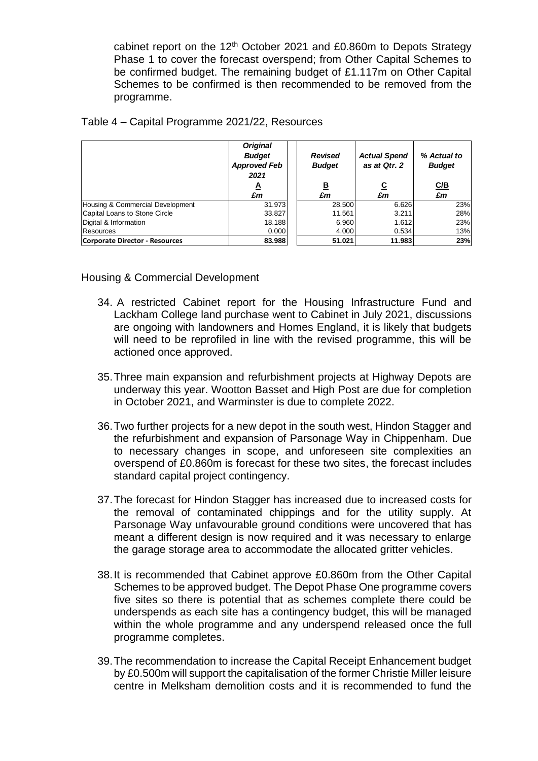cabinet report on the 12th October 2021 and £0.860m to Depots Strategy Phase 1 to cover the forecast overspend; from Other Capital Schemes to be confirmed budget. The remaining budget of £1.117m on Other Capital Schemes to be confirmed is then recommended to be removed from the programme.

Table 4 – Capital Programme 2021/22, Resources

| | *Original Budget Approved Feb 2021* | *Revised Budget* | *Actual Spend as at Qtr. 2* | *% Actual to Budget* |
|---|---|---|---|---|
| | A | B | C | C/B |
| | *£m* | *£m* | *£m* | *£m* |
| Housing & Commercial Development | 31.973 | 28.500 | 6.626 | 23% |
| Capital Loans to Stone Circle | 33.827 | 11.561 | 3.211 | 28% |
| Digital & Information | 18.188 | 6.960 | 1.612 | 23% |
| Resources | 0.000 | 4.000 | 0.534 | 13% |
| **Corporate Director - Resources** | **83.988** | **51.021** | **11.983** | **23%** |

Housing & Commercial Development

34. A restricted Cabinet report for the Housing Infrastructure Fund and Lackham College land purchase went to Cabinet in July 2021, discussions are ongoing with landowners and Homes England, it is likely that budgets will need to be reprofiled in line with the revised programme, this will be actioned once approved.

35. Three main expansion and refurbishment projects at Highway Depots are underway this year. Wootton Basset and High Post are due for completion in October 2021, and Warminster is due to complete 2022.

36. Two further projects for a new depot in the south west, Hindon Stagger and the refurbishment and expansion of Parsonage Way in Chippenham. Due to necessary changes in scope, and unforeseen site complexities an overspend of £0.860m is forecast for these two sites, the forecast includes standard capital project contingency.

37. The forecast for Hindon Stagger has increased due to increased costs for the removal of contaminated chippings and for the utility supply. At Parsonage Way unfavourable ground conditions were uncovered that has meant a different design is now required and it was necessary to enlarge the garage storage area to accommodate the allocated gritter vehicles.

38. It is recommended that Cabinet approve £0.860m from the Other Capital Schemes to be approved budget. The Depot Phase One programme covers five sites so there is potential that as schemes complete there could be underspends as each site has a contingency budget, this will be managed within the whole programme and any underspend released once the full programme completes.

39. The recommendation to increase the Capital Receipt Enhancement budget by £0.500m will support the capitalisation of the former Christie Miller leisure centre in Melksham demolition costs and it is recommended to fund the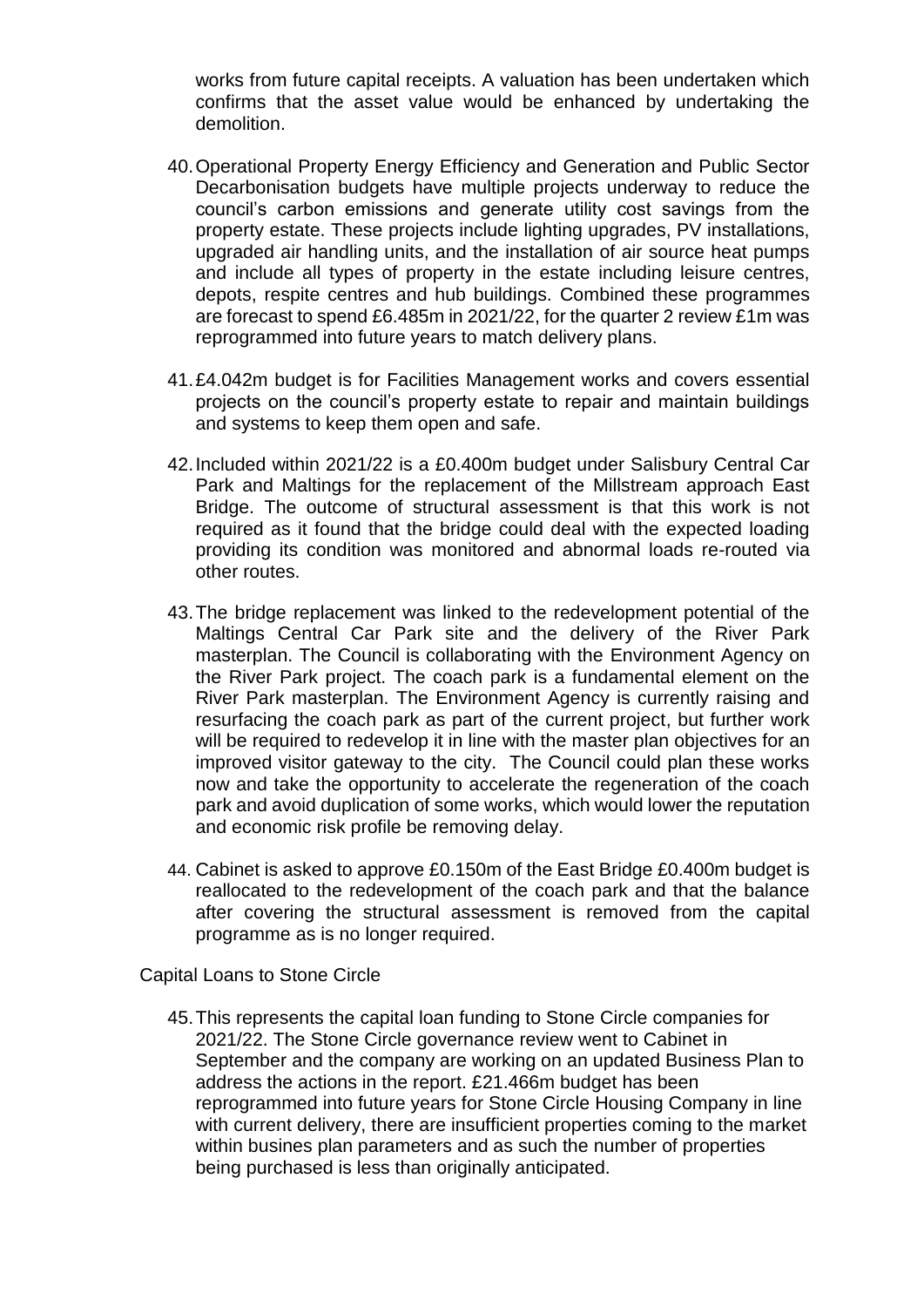works from future capital receipts. A valuation has been undertaken which confirms that the asset value would be enhanced by undertaking the demolition.

40. Operational Property Energy Efficiency and Generation and Public Sector Decarbonisation budgets have multiple projects underway to reduce the council's carbon emissions and generate utility cost savings from the property estate. These projects include lighting upgrades, PV installations, upgraded air handling units, and the installation of air source heat pumps and include all types of property in the estate including leisure centres, depots, respite centres and hub buildings. Combined these programmes are forecast to spend £6.485m in 2021/22, for the quarter 2 review £1m was reprogrammed into future years to match delivery plans.

41. £4.042m budget is for Facilities Management works and covers essential projects on the council's property estate to repair and maintain buildings and systems to keep them open and safe.

42. Included within 2021/22 is a £0.400m budget under Salisbury Central Car Park and Maltings for the replacement of the Millstream approach East Bridge. The outcome of structural assessment is that this work is not required as it found that the bridge could deal with the expected loading providing its condition was monitored and abnormal loads re-routed via other routes.

43. The bridge replacement was linked to the redevelopment potential of the Maltings Central Car Park site and the delivery of the River Park masterplan. The Council is collaborating with the Environment Agency on the River Park project. The coach park is a fundamental element on the River Park masterplan. The Environment Agency is currently raising and resurfacing the coach park as part of the current project, but further work will be required to redevelop it in line with the master plan objectives for an improved visitor gateway to the city. The Council could plan these works now and take the opportunity to accelerate the regeneration of the coach park and avoid duplication of some works, which would lower the reputation and economic risk profile be removing delay.

44. Cabinet is asked to approve £0.150m of the East Bridge £0.400m budget is reallocated to the redevelopment of the coach park and that the balance after covering the structural assessment is removed from the capital programme as is no longer required.

Capital Loans to Stone Circle

45. This represents the capital loan funding to Stone Circle companies for 2021/22. The Stone Circle governance review went to Cabinet in September and the company are working on an updated Business Plan to address the actions in the report. £21.466m budget has been reprogrammed into future years for Stone Circle Housing Company in line with current delivery, there are insufficient properties coming to the market within busines plan parameters and as such the number of properties being purchased is less than originally anticipated.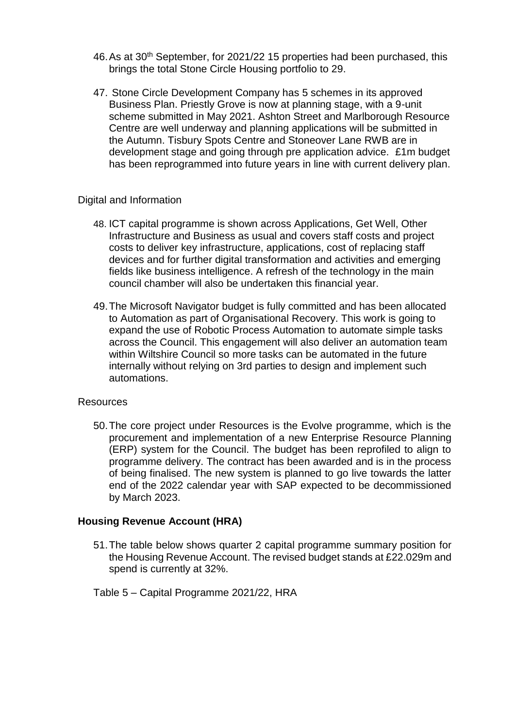46. As at 30th September, for 2021/22 15 properties had been purchased, this brings the total Stone Circle Housing portfolio to 29.

47. Stone Circle Development Company has 5 schemes in its approved Business Plan. Priestly Grove is now at planning stage, with a 9-unit scheme submitted in May 2021. Ashton Street and Marlborough Resource Centre are well underway and planning applications will be submitted in the Autumn. Tisbury Spots Centre and Stoneover Lane RWB are in development stage and going through pre application advice. £1m budget has been reprogrammed into future years in line with current delivery plan.

Digital and Information

48. ICT capital programme is shown across Applications, Get Well, Other Infrastructure and Business as usual and covers staff costs and project costs to deliver key infrastructure, applications, cost of replacing staff devices and for further digital transformation and activities and emerging fields like business intelligence. A refresh of the technology in the main council chamber will also be undertaken this financial year.

49. The Microsoft Navigator budget is fully committed and has been allocated to Automation as part of Organisational Recovery. This work is going to expand the use of Robotic Process Automation to automate simple tasks across the Council. This engagement will also deliver an automation team within Wiltshire Council so more tasks can be automated in the future internally without relying on 3rd parties to design and implement such automations.

Resources

50. The core project under Resources is the Evolve programme, which is the procurement and implementation of a new Enterprise Resource Planning (ERP) system for the Council. The budget has been reprofiled to align to programme delivery. The contract has been awarded and is in the process of being finalised. The new system is planned to go live towards the latter end of the 2022 calendar year with SAP expected to be decommissioned by March 2023.

**Housing Revenue Account (HRA)**

51. The table below shows quarter 2 capital programme summary position for the Housing Revenue Account. The revised budget stands at £22.029m and spend is currently at 32%.

Table 5 – Capital Programme 2021/22, HRA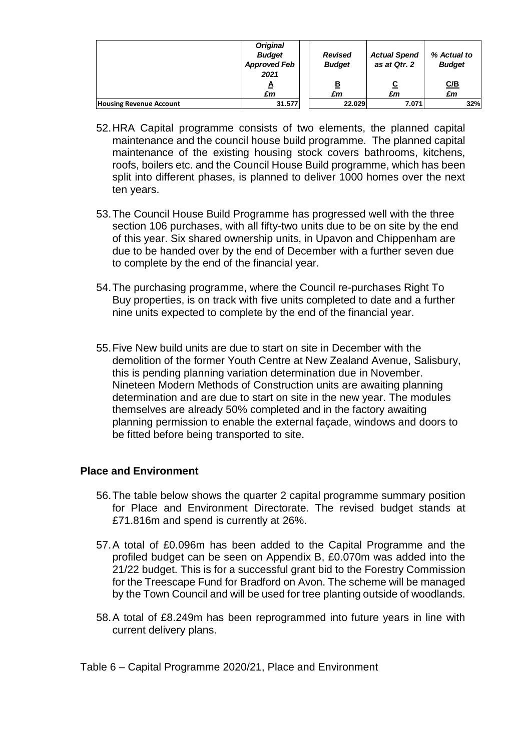| | *Original Budget Approved Feb 2021* | *Revised Budget* | *Actual Spend as at Qtr. 2* | *% Actual to Budget* |
|---|---|---|---|---|
| | A | B | C | C/B |
| | *£m* | *£m* | *£m* | *£m* |
| **Housing Revenue Account** | **31.577** | **22.029** | **7.071** | **32%** |

52. HRA Capital programme consists of two elements, the planned capital maintenance and the council house build programme. The planned capital maintenance of the existing housing stock covers bathrooms, kitchens, roofs, boilers etc. and the Council House Build programme, which has been split into different phases, is planned to deliver 1000 homes over the next ten years.

53. The Council House Build Programme has progressed well with the three section 106 purchases, with all fifty-two units due to be on site by the end of this year. Six shared ownership units, in Upavon and Chippenham are due to be handed over by the end of December with a further seven due to complete by the end of the financial year.

54. The purchasing programme, where the Council re-purchases Right To Buy properties, is on track with five units completed to date and a further nine units expected to complete by the end of the financial year.

55. Five New build units are due to start on site in December with the demolition of the former Youth Centre at New Zealand Avenue, Salisbury, this is pending planning variation determination due in November. Nineteen Modern Methods of Construction units are awaiting planning determination and are due to start on site in the new year. The modules themselves are already 50% completed and in the factory awaiting planning permission to enable the external façade, windows and doors to be fitted before being transported to site.

### Place and Environment

56. The table below shows the quarter 2 capital programme summary position for Place and Environment Directorate. The revised budget stands at £71.816m and spend is currently at 26%.

57. A total of £0.096m has been added to the Capital Programme and the profiled budget can be seen on Appendix B, £0.070m was added into the 21/22 budget. This is for a successful grant bid to the Forestry Commission for the Treescape Fund for Bradford on Avon. The scheme will be managed by the Town Council and will be used for tree planting outside of woodlands.

58. A total of £8.249m has been reprogrammed into future years in line with current delivery plans.

Table 6 – Capital Programme 2020/21, Place and Environment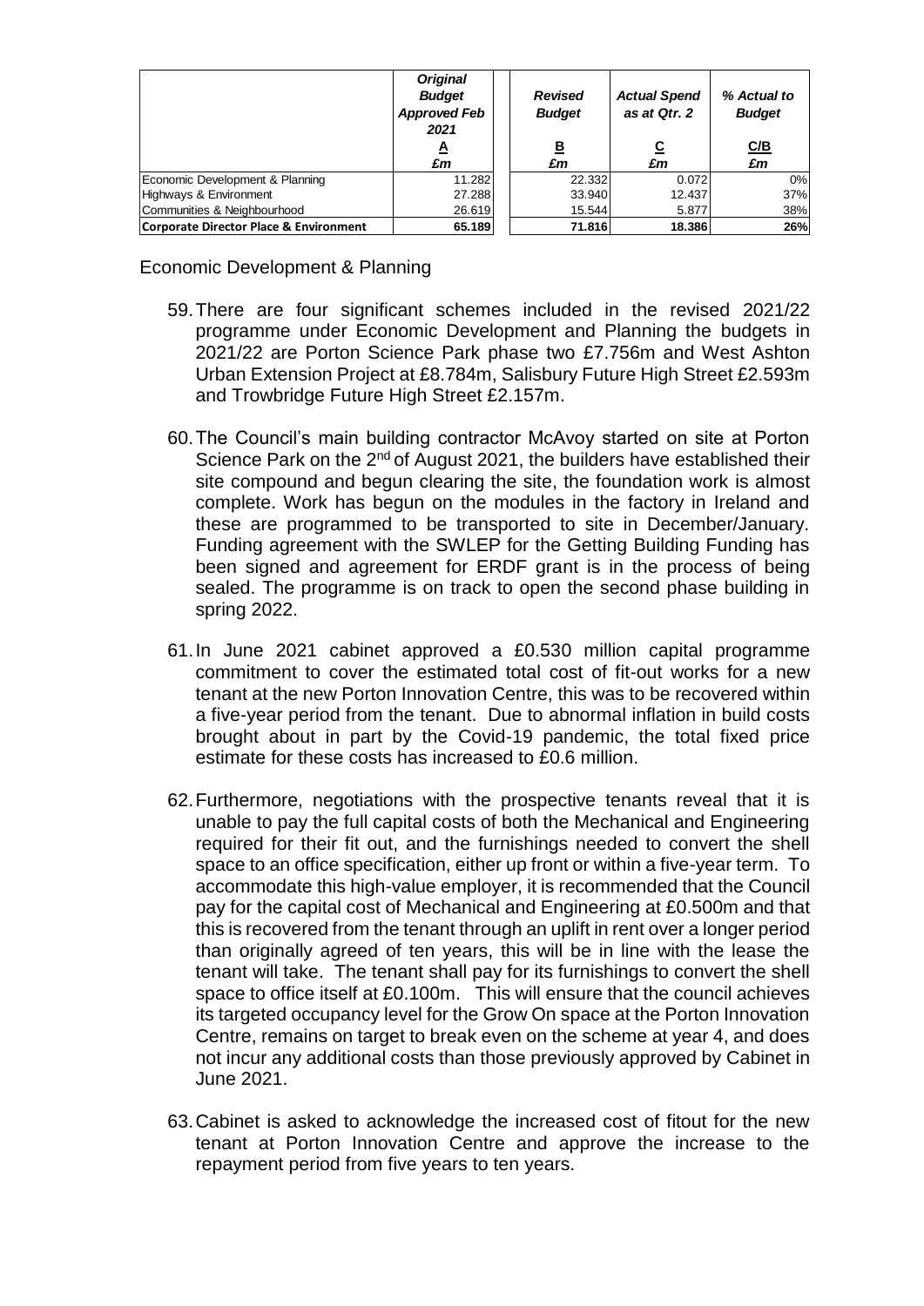| | *Original Budget Approved Feb 2021* | *Revised Budget* | *Actual Spend as at Qtr. 2* | *% Actual to Budget* |
|---|---|---|---|---|
| | A | B | C | C/B |
| | *£m* | *£m* | *£m* | *£m* |
| Economic Development & Planning | 11.282 | 22.332 | 0.072 | 0% |
| Highways & Environment | 27.288 | 33.940 | 12.437 | 37% |
| Communities & Neighbourhood | 26.619 | 15.544 | 5.877 | 38% |
| **Corporate Director Place & Environment** | **65.189** | **71.816** | **18.386** | **26%** |

Economic Development & Planning

59. There are four significant schemes included in the revised 2021/22 programme under Economic Development and Planning the budgets in 2021/22 are Porton Science Park phase two £7.756m and West Ashton Urban Extension Project at £8.784m, Salisbury Future High Street £2.593m and Trowbridge Future High Street £2.157m.

60. The Council's main building contractor McAvoy started on site at Porton Science Park on the 2nd of August 2021, the builders have established their site compound and begun clearing the site, the foundation work is almost complete. Work has begun on the modules in the factory in Ireland and these are programmed to be transported to site in December/January. Funding agreement with the SWLEP for the Getting Building Funding has been signed and agreement for ERDF grant is in the process of being sealed. The programme is on track to open the second phase building in spring 2022.

61. In June 2021 cabinet approved a £0.530 million capital programme commitment to cover the estimated total cost of fit-out works for a new tenant at the new Porton Innovation Centre, this was to be recovered within a five-year period from the tenant. Due to abnormal inflation in build costs brought about in part by the Covid-19 pandemic, the total fixed price estimate for these costs has increased to £0.6 million.

62. Furthermore, negotiations with the prospective tenants reveal that it is unable to pay the full capital costs of both the Mechanical and Engineering required for their fit out, and the furnishings needed to convert the shell space to an office specification, either up front or within a five-year term. To accommodate this high-value employer, it is recommended that the Council pay for the capital cost of Mechanical and Engineering at £0.500m and that this is recovered from the tenant through an uplift in rent over a longer period than originally agreed of ten years, this will be in line with the lease the tenant will take. The tenant shall pay for its furnishings to convert the shell space to office itself at £0.100m. This will ensure that the council achieves its targeted occupancy level for the Grow On space at the Porton Innovation Centre, remains on target to break even on the scheme at year 4, and does not incur any additional costs than those previously approved by Cabinet in June 2021.

63. Cabinet is asked to acknowledge the increased cost of fitout for the new tenant at Porton Innovation Centre and approve the increase to the repayment period from five years to ten years.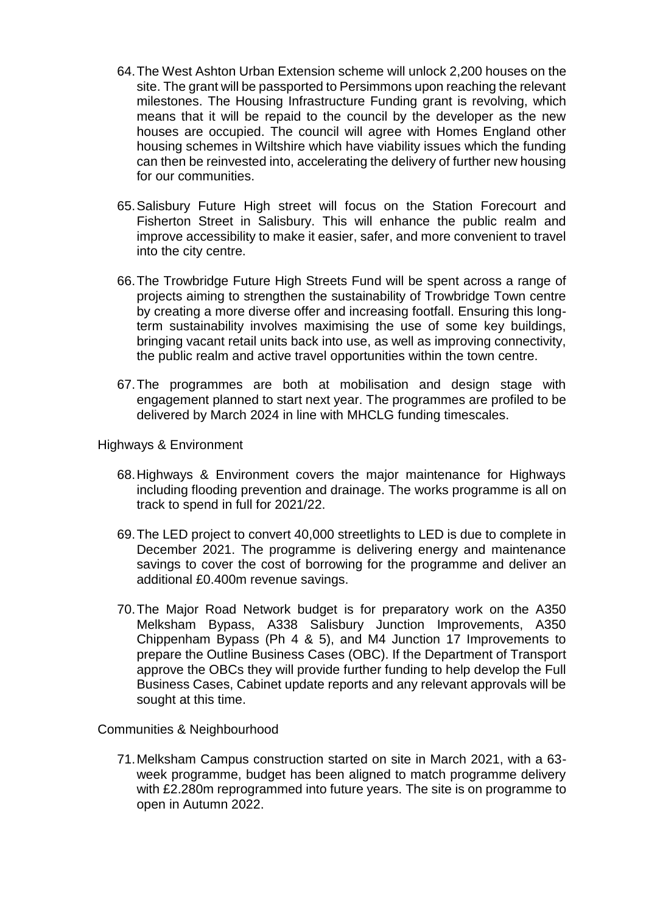64. The West Ashton Urban Extension scheme will unlock 2,200 houses on the site. The grant will be passported to Persimmons upon reaching the relevant milestones. The Housing Infrastructure Funding grant is revolving, which means that it will be repaid to the council by the developer as the new houses are occupied. The council will agree with Homes England other housing schemes in Wiltshire which have viability issues which the funding can then be reinvested into, accelerating the delivery of further new housing for our communities.

65. Salisbury Future High street will focus on the Station Forecourt and Fisherton Street in Salisbury. This will enhance the public realm and improve accessibility to make it easier, safer, and more convenient to travel into the city centre.

66. The Trowbridge Future High Streets Fund will be spent across a range of projects aiming to strengthen the sustainability of Trowbridge Town centre by creating a more diverse offer and increasing footfall. Ensuring this long-term sustainability involves maximising the use of some key buildings, bringing vacant retail units back into use, as well as improving connectivity, the public realm and active travel opportunities within the town centre.

67. The programmes are both at mobilisation and design stage with engagement planned to start next year. The programmes are profiled to be delivered by March 2024 in line with MHCLG funding timescales.

Highways & Environment

68. Highways & Environment covers the major maintenance for Highways including flooding prevention and drainage. The works programme is all on track to spend in full for 2021/22.

69. The LED project to convert 40,000 streetlights to LED is due to complete in December 2021. The programme is delivering energy and maintenance savings to cover the cost of borrowing for the programme and deliver an additional £0.400m revenue savings.

70. The Major Road Network budget is for preparatory work on the A350 Melksham Bypass, A338 Salisbury Junction Improvements, A350 Chippenham Bypass (Ph 4 & 5), and M4 Junction 17 Improvements to prepare the Outline Business Cases (OBC). If the Department of Transport approve the OBCs they will provide further funding to help develop the Full Business Cases, Cabinet update reports and any relevant approvals will be sought at this time.

Communities & Neighbourhood

71. Melksham Campus construction started on site in March 2021, with a 63-week programme, budget has been aligned to match programme delivery with £2.280m reprogrammed into future years. The site is on programme to open in Autumn 2022.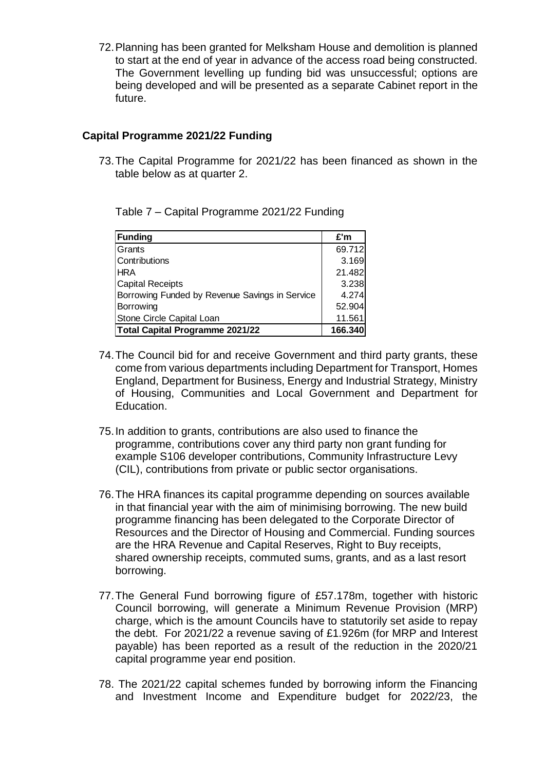72. Planning has been granted for Melksham House and demolition is planned to start at the end of year in advance of the access road being constructed. The Government levelling up funding bid was unsuccessful; options are being developed and will be presented as a separate Cabinet report in the future.

## Capital Programme 2021/22 Funding

73. The Capital Programme for 2021/22 has been financed as shown in the table below as at quarter 2.

Table 7 – Capital Programme 2021/22 Funding

| Funding | £'m |
| --- | --- |
| Grants | 69.712 |
| Contributions | 3.169 |
| HRA | 21.482 |
| Capital Receipts | 3.238 |
| Borrowing Funded by Revenue Savings in Service | 4.274 |
| Borrowing | 52.904 |
| Stone Circle Capital Loan | 11.561 |
| **Total Capital Programme 2021/22** | **166.340** |

74. The Council bid for and receive Government and third party grants, these come from various departments including Department for Transport, Homes England, Department for Business, Energy and Industrial Strategy, Ministry of Housing, Communities and Local Government and Department for Education.

75. In addition to grants, contributions are also used to finance the programme, contributions cover any third party non grant funding for example S106 developer contributions, Community Infrastructure Levy (CIL), contributions from private or public sector organisations.

76. The HRA finances its capital programme depending on sources available in that financial year with the aim of minimising borrowing. The new build programme financing has been delegated to the Corporate Director of Resources and the Director of Housing and Commercial. Funding sources are the HRA Revenue and Capital Reserves, Right to Buy receipts, shared ownership receipts, commuted sums, grants, and as a last resort borrowing.

77. The General Fund borrowing figure of £57.178m, together with historic Council borrowing, will generate a Minimum Revenue Provision (MRP) charge, which is the amount Councils have to statutorily set aside to repay the debt. For 2021/22 a revenue saving of £1.926m (for MRP and Interest payable) has been reported as a result of the reduction in the 2020/21 capital programme year end position.

78. The 2021/22 capital schemes funded by borrowing inform the Financing and Investment Income and Expenditure budget for 2022/23, the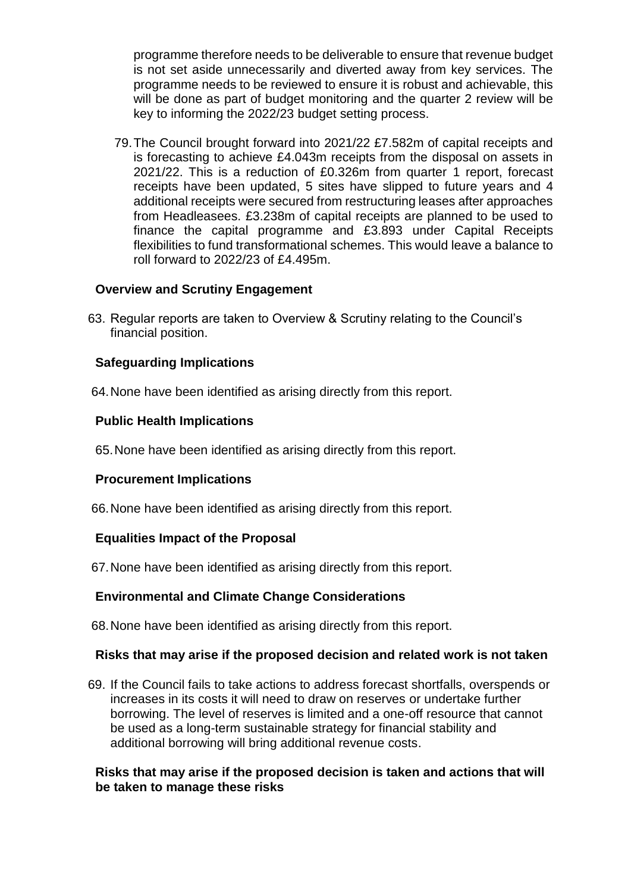programme therefore needs to be deliverable to ensure that revenue budget is not set aside unnecessarily and diverted away from key services. The programme needs to be reviewed to ensure it is robust and achievable, this will be done as part of budget monitoring and the quarter 2 review will be key to informing the 2022/23 budget setting process.

79. The Council brought forward into 2021/22 £7.582m of capital receipts and is forecasting to achieve £4.043m receipts from the disposal on assets in 2021/22. This is a reduction of £0.326m from quarter 1 report, forecast receipts have been updated, 5 sites have slipped to future years and 4 additional receipts were secured from restructuring leases after approaches from Headleasees. £3.238m of capital receipts are planned to be used to finance the capital programme and £3.893 under Capital Receipts flexibilities to fund transformational schemes. This would leave a balance to roll forward to 2022/23 of £4.495m.

**Overview and Scrutiny Engagement**

63. Regular reports are taken to Overview & Scrutiny relating to the Council's financial position.

**Safeguarding Implications**

64. None have been identified as arising directly from this report.

**Public Health Implications**

65. None have been identified as arising directly from this report.

**Procurement Implications**

66. None have been identified as arising directly from this report.

**Equalities Impact of the Proposal**

67. None have been identified as arising directly from this report.

**Environmental and Climate Change Considerations**

68. None have been identified as arising directly from this report.

**Risks that may arise if the proposed decision and related work is not taken**

69. If the Council fails to take actions to address forecast shortfalls, overspends or increases in its costs it will need to draw on reserves or undertake further borrowing. The level of reserves is limited and a one-off resource that cannot be used as a long-term sustainable strategy for financial stability and additional borrowing will bring additional revenue costs.

**Risks that may arise if the proposed decision is taken and actions that will be taken to manage these risks**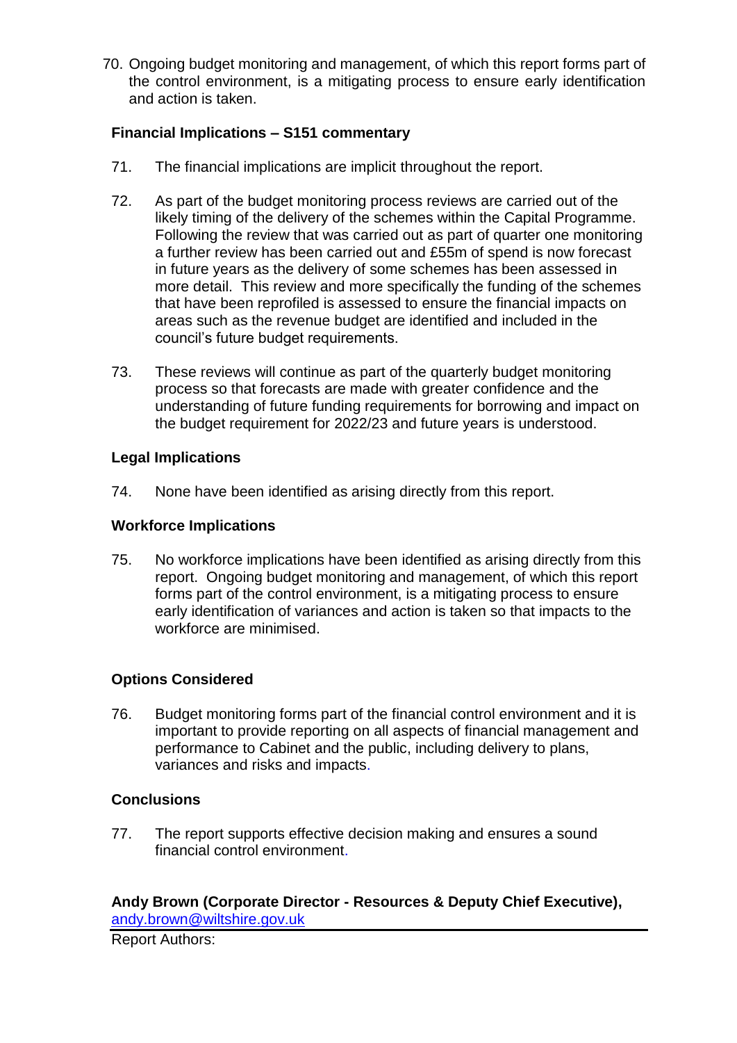70. Ongoing budget monitoring and management, of which this report forms part of the control environment, is a mitigating process to ensure early identification and action is taken.

**Financial Implications – S151 commentary**

71. The financial implications are implicit throughout the report.

72. As part of the budget monitoring process reviews are carried out of the likely timing of the delivery of the schemes within the Capital Programme. Following the review that was carried out as part of quarter one monitoring a further review has been carried out and £55m of spend is now forecast in future years as the delivery of some schemes has been assessed in more detail. This review and more specifically the funding of the schemes that have been reprofiled is assessed to ensure the financial impacts on areas such as the revenue budget are identified and included in the council's future budget requirements.

73. These reviews will continue as part of the quarterly budget monitoring process so that forecasts are made with greater confidence and the understanding of future funding requirements for borrowing and impact on the budget requirement for 2022/23 and future years is understood.

**Legal Implications**

74. None have been identified as arising directly from this report.

**Workforce Implications**

75. No workforce implications have been identified as arising directly from this report. Ongoing budget monitoring and management, of which this report forms part of the control environment, is a mitigating process to ensure early identification of variances and action is taken so that impacts to the workforce are minimised.

**Options Considered**

76. Budget monitoring forms part of the financial control environment and it is important to provide reporting on all aspects of financial management and performance to Cabinet and the public, including delivery to plans, variances and risks and impacts.

**Conclusions**

77. The report supports effective decision making and ensures a sound financial control environment.

**Andy Brown (Corporate Director - Resources & Deputy Chief Executive),**
andy.brown@wiltshire.gov.uk

Report Authors: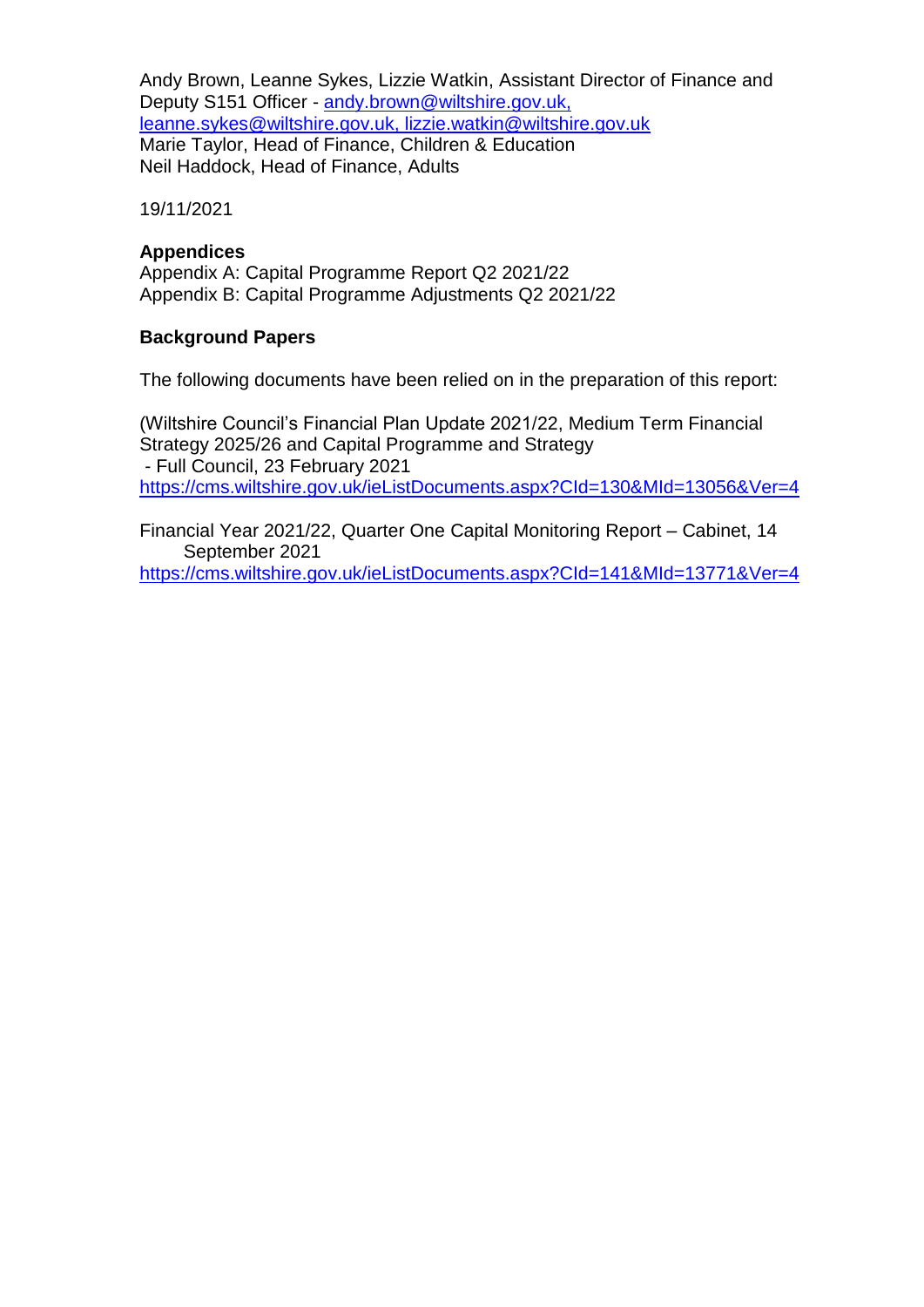Andy Brown, Leanne Sykes, Lizzie Watkin, Assistant Director of Finance and Deputy S151 Officer - andy.brown@wiltshire.gov.uk, leanne.sykes@wiltshire.gov.uk, lizzie.watkin@wiltshire.gov.uk
Marie Taylor, Head of Finance, Children & Education
Neil Haddock, Head of Finance, Adults

19/11/2021

**Appendices**
Appendix A: Capital Programme Report Q2 2021/22
Appendix B: Capital Programme Adjustments Q2 2021/22

**Background Papers**

The following documents have been relied on in the preparation of this report:

(Wiltshire Council's Financial Plan Update 2021/22, Medium Term Financial Strategy 2025/26 and Capital Programme and Strategy
- Full Council, 23 February 2021
https://cms.wiltshire.gov.uk/ieListDocuments.aspx?CId=130&MId=13056&Ver=4

Financial Year 2021/22, Quarter One Capital Monitoring Report – Cabinet, 14 September 2021
https://cms.wiltshire.gov.uk/ieListDocuments.aspx?CId=141&MId=13771&Ver=4